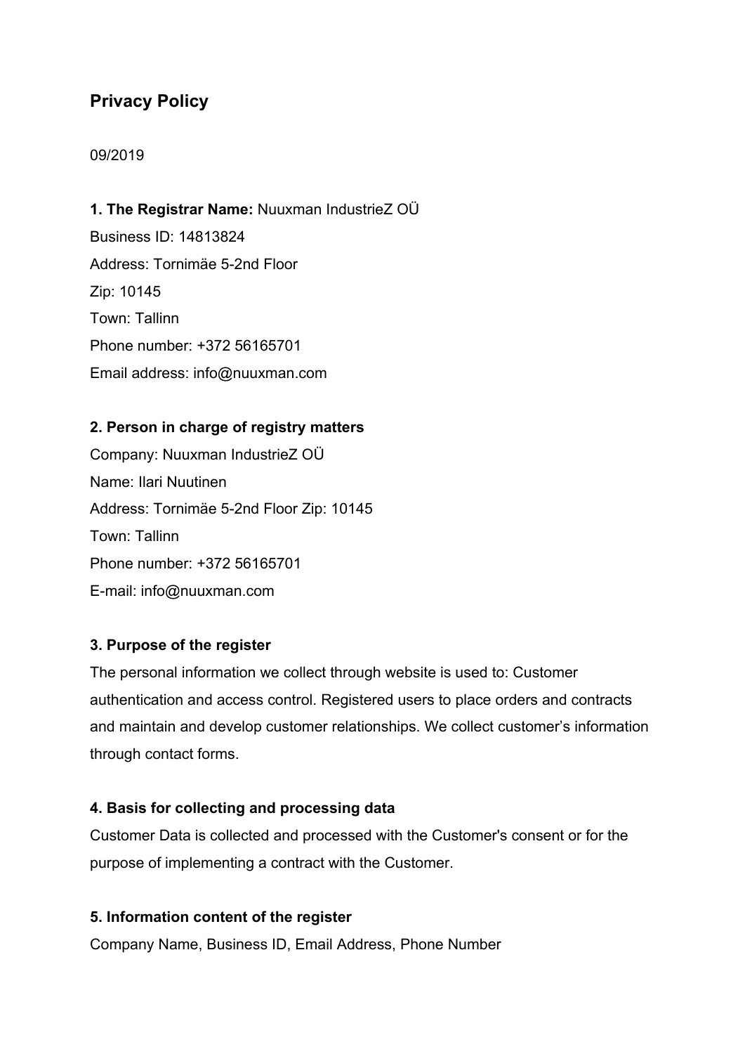## Privacy Policy

09/2019

**1. The Registrar Name:** Nuuxman IndustrieZ OÜ

Business ID: 14813824

Address: Tornimäe 5-2nd Floor

Zip: 10145

Town: Tallinn

Phone number: +372 56165701

Email address: info@nuuxman.com

**2. Person in charge of registry matters**

Company: Nuuxman IndustrieZ OÜ

Name: Ilari Nuutinen

Address: Tornimäe 5-2nd Floor Zip: 10145

Town: Tallinn

Phone number: +372 56165701

E-mail: info@nuuxman.com

**3. Purpose of the register**

The personal information we collect through website is used to: Customer authentication and access control. Registered users to place orders and contracts and maintain and develop customer relationships. We collect customer's information through contact forms.

**4. Basis for collecting and processing data**

Customer Data is collected and processed with the Customer's consent or for the purpose of implementing a contract with the Customer.

**5. Information content of the register**

Company Name, Business ID, Email Address, Phone Number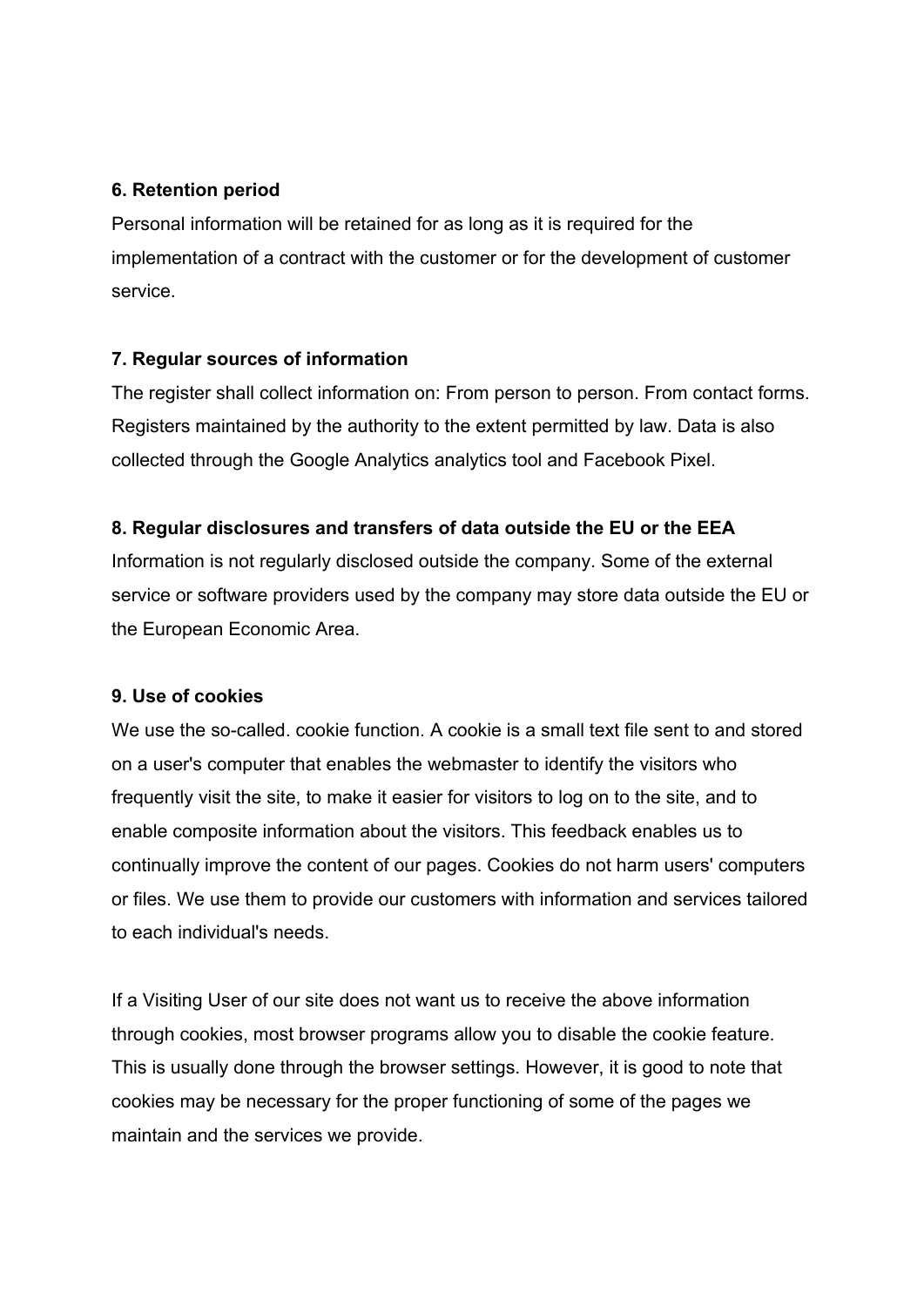**6. Retention period**

Personal information will be retained for as long as it is required for the implementation of a contract with the customer or for the development of customer service.

**7. Regular sources of information**

The register shall collect information on: From person to person. From contact forms. Registers maintained by the authority to the extent permitted by law. Data is also collected through the Google Analytics analytics tool and Facebook Pixel.

**8. Regular disclosures and transfers of data outside the EU or the EEA**

Information is not regularly disclosed outside the company. Some of the external service or software providers used by the company may store data outside the EU or the European Economic Area.

**9. Use of cookies**

We use the so-called. cookie function. A cookie is a small text file sent to and stored on a user's computer that enables the webmaster to identify the visitors who frequently visit the site, to make it easier for visitors to log on to the site, and to enable composite information about the visitors. This feedback enables us to continually improve the content of our pages. Cookies do not harm users' computers or files. We use them to provide our customers with information and services tailored to each individual's needs.

If a Visiting User of our site does not want us to receive the above information through cookies, most browser programs allow you to disable the cookie feature. This is usually done through the browser settings. However, it is good to note that cookies may be necessary for the proper functioning of some of the pages we maintain and the services we provide.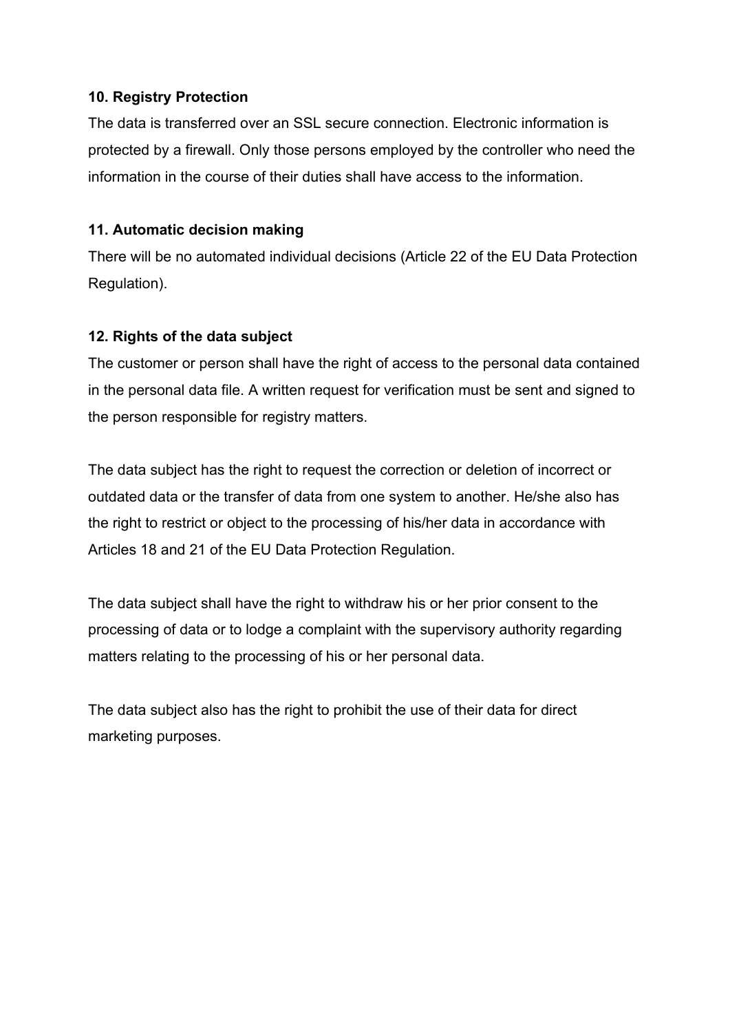**10. Registry Protection**

The data is transferred over an SSL secure connection. Electronic information is protected by a firewall. Only those persons employed by the controller who need the information in the course of their duties shall have access to the information.

**11. Automatic decision making**

There will be no automated individual decisions (Article 22 of the EU Data Protection Regulation).

**12. Rights of the data subject**

The customer or person shall have the right of access to the personal data contained in the personal data file. A written request for verification must be sent and signed to the person responsible for registry matters.

The data subject has the right to request the correction or deletion of incorrect or outdated data or the transfer of data from one system to another. He/she also has the right to restrict or object to the processing of his/her data in accordance with Articles 18 and 21 of the EU Data Protection Regulation.

The data subject shall have the right to withdraw his or her prior consent to the processing of data or to lodge a complaint with the supervisory authority regarding matters relating to the processing of his or her personal data.

The data subject also has the right to prohibit the use of their data for direct marketing purposes.